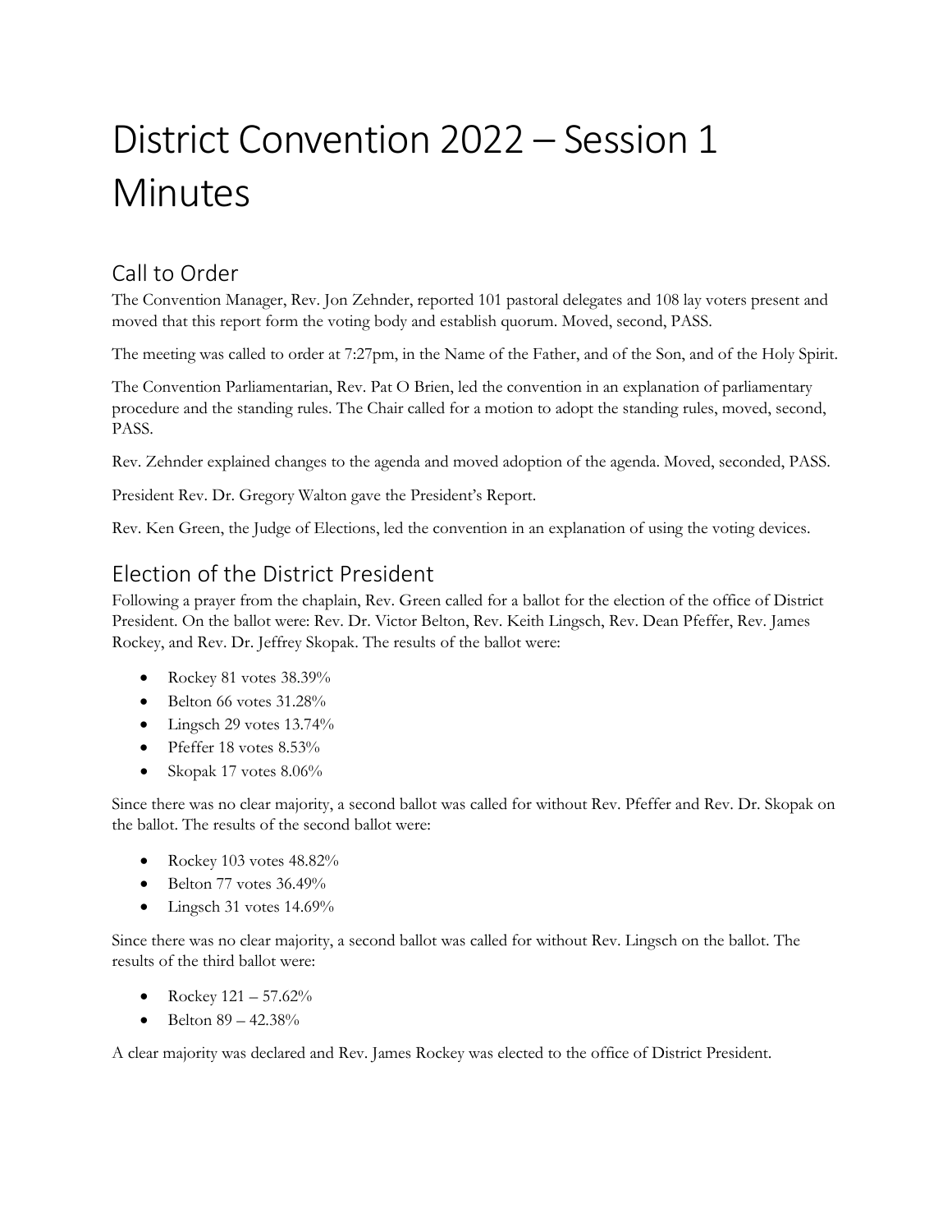# District Convention 2022 – Session 1 Minutes

## Call to Order

The Convention Manager, Rev. Jon Zehnder, reported 101 pastoral delegates and 108 lay voters present and moved that this report form the voting body and establish quorum. Moved, second, PASS.

The meeting was called to order at 7:27pm, in the Name of the Father, and of the Son, and of the Holy Spirit.

The Convention Parliamentarian, Rev. Pat O Brien, led the convention in an explanation of parliamentary procedure and the standing rules. The Chair called for a motion to adopt the standing rules, moved, second, PASS.

Rev. Zehnder explained changes to the agenda and moved adoption of the agenda. Moved, seconded, PASS.

President Rev. Dr. Gregory Walton gave the President's Report.

Rev. Ken Green, the Judge of Elections, led the convention in an explanation of using the voting devices.

## Election of the District President

Following a prayer from the chaplain, Rev. Green called for a ballot for the election of the office of District President. On the ballot were: Rev. Dr. Victor Belton, Rev. Keith Lingsch, Rev. Dean Pfeffer, Rev. James Rockey, and Rev. Dr. Jeffrey Skopak. The results of the ballot were:

- Rockey 81 votes 38.39%
- Belton 66 votes 31.28%
- Lingsch 29 votes 13.74%
- Pfeffer 18 votes 8.53%
- Skopak 17 votes 8.06%

Since there was no clear majority, a second ballot was called for without Rev. Pfeffer and Rev. Dr. Skopak on the ballot. The results of the second ballot were:

- Rockey 103 votes 48.82%
- Belton 77 votes 36.49%
- Lingsch 31 votes 14.69%

Since there was no clear majority, a second ballot was called for without Rev. Lingsch on the ballot. The results of the third ballot were:

- Rockey 121 – 57.62%
- Belton 89 – 42.38%

A clear majority was declared and Rev. James Rockey was elected to the office of District President.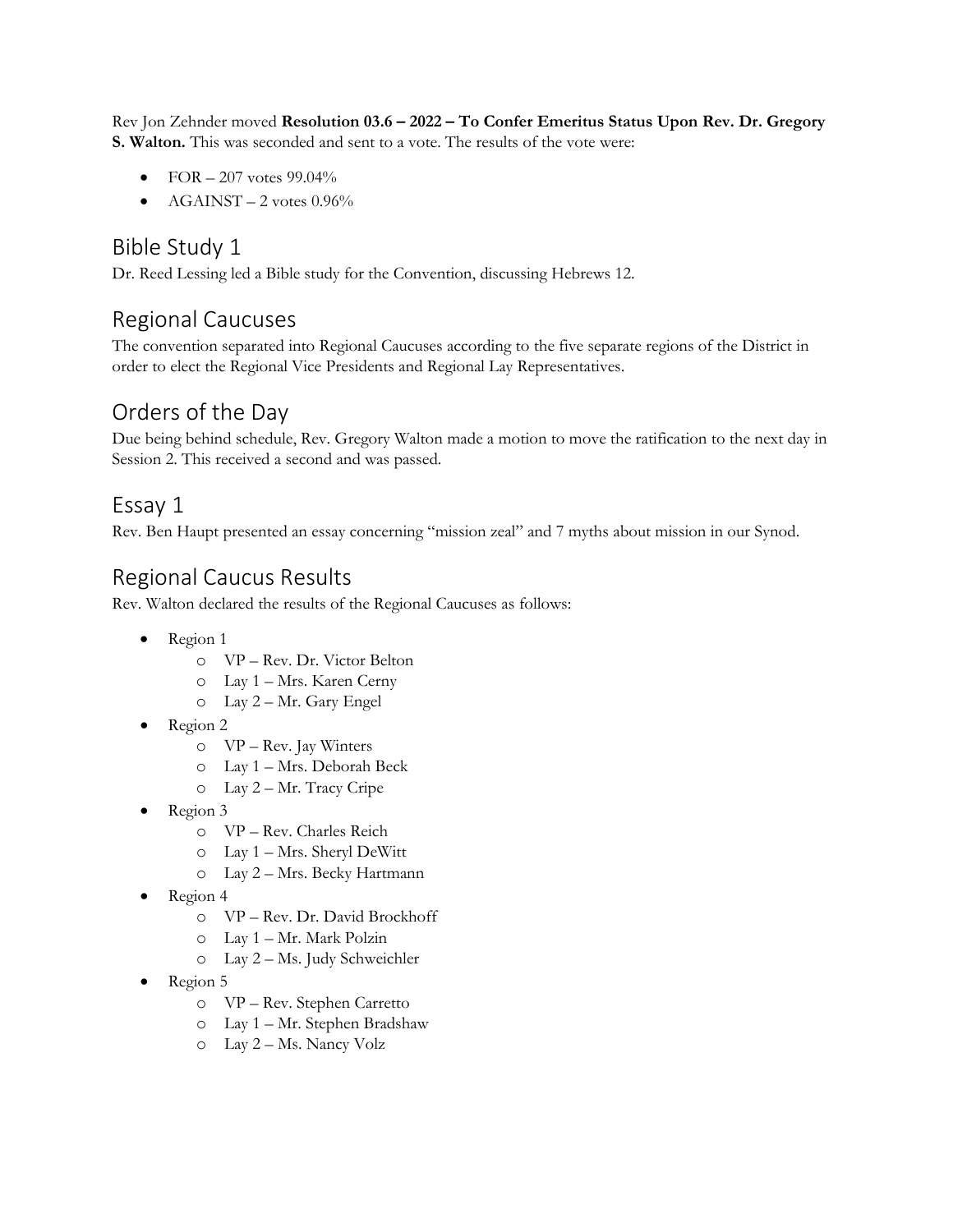Rev Jon Zehnder moved **Resolution 03.6 – 2022 – To Confer Emeritus Status Upon Rev. Dr. Gregory S. Walton.** This was seconded and sent to a vote. The results of the vote were:

- FOR – 207 votes 99.04%
- AGAINST – 2 votes 0.96%

## Bible Study 1

Dr. Reed Lessing led a Bible study for the Convention, discussing Hebrews 12.

## Regional Caucuses

The convention separated into Regional Caucuses according to the five separate regions of the District in order to elect the Regional Vice Presidents and Regional Lay Representatives.

## Orders of the Day

Due being behind schedule, Rev. Gregory Walton made a motion to move the ratification to the next day in Session 2. This received a second and was passed.

## Essay 1

Rev. Ben Haupt presented an essay concerning "mission zeal" and 7 myths about mission in our Synod.

## Regional Caucus Results

Rev. Walton declared the results of the Regional Caucuses as follows:

- Region 1
  - VP – Rev. Dr. Victor Belton
  - Lay 1 – Mrs. Karen Cerny
  - Lay 2 – Mr. Gary Engel
- Region 2
  - VP – Rev. Jay Winters
  - Lay 1 – Mrs. Deborah Beck
  - Lay 2 – Mr. Tracy Cripe
- Region 3
  - VP – Rev. Charles Reich
  - Lay 1 – Mrs. Sheryl DeWitt
  - Lay 2 – Mrs. Becky Hartmann
- Region 4
  - VP – Rev. Dr. David Brockhoff
  - Lay 1 – Mr. Mark Polzin
  - Lay 2 – Ms. Judy Schweichler
- Region 5
  - VP – Rev. Stephen Carretto
  - Lay 1 – Mr. Stephen Bradshaw
  - Lay 2 – Ms. Nancy Volz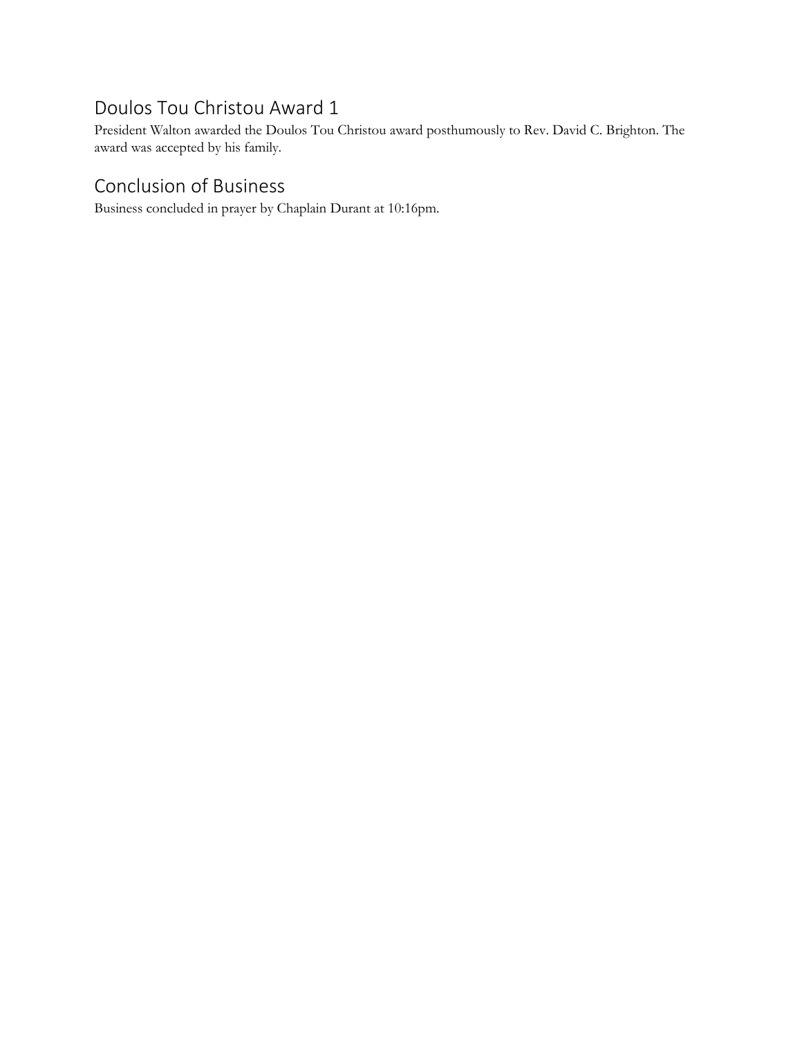## Doulos Tou Christou Award 1

President Walton awarded the Doulos Tou Christou award posthumously to Rev. David C. Brighton. The award was accepted by his family.

## Conclusion of Business

Business concluded in prayer by Chaplain Durant at 10:16pm.